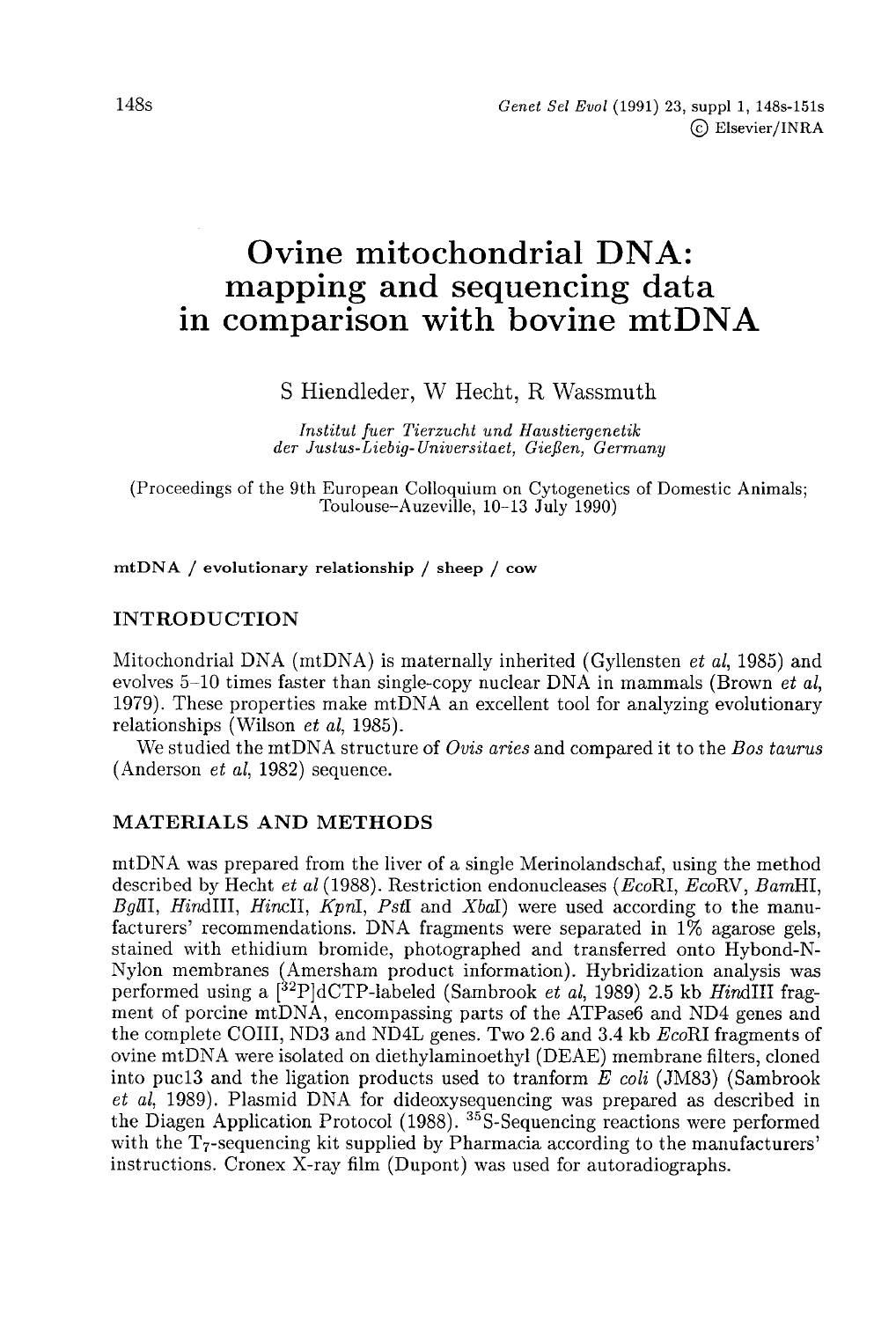# Ovine mitochondrial DNA: mapping and sequencing data in comparison with bovine mtDNA

S Hiendleder, W Hecht, R Wassmuth

*Institut fuer Tierzucht und Haustiergenetik der Justus-Liebig-Universitaet, Gießen, Germany*

(Proceedings of the 9th European Colloquium on Cytogenetics of Domestic Animals; Toulouse–Auzeville, 10–13 July 1990)

**mtDNA / evolutionary relationship / sheep / cow**

## INTRODUCTION

Mitochondrial DNA (mtDNA) is maternally inherited (Gyllensten *et al*, 1985) and evolves 5–10 times faster than single-copy nuclear DNA in mammals (Brown *et al*, 1979). These properties make mtDNA an excellent tool for analyzing evolutionary relationships (Wilson *et al*, 1985).

We studied the mtDNA structure of *Ovis aries* and compared it to the *Bos taurus* (Anderson *et al*, 1982) sequence.

## MATERIALS AND METHODS

mtDNA was prepared from the liver of a single Merinolandschaf, using the method described by Hecht *et al* (1988). Restriction endonucleases (*Eco*RI, *Eco*RV, *Bam*HI, *Bgl*II, *Hin*dIII, *Hin*cII, *Kpn*I, *Pst*I and *Xba*I) were used according to the manufacturers' recommendations. DNA fragments were separated in 1% agarose gels, stained with ethidium bromide, photographed and transferred onto Hybond-N-Nylon membranes (Amersham product information). Hybridization analysis was performed using a [$^{32}$P]dCTP-labeled (Sambrook *et al*, 1989) 2.5 kb *Hin*dIII fragment of porcine mtDNA, encompassing parts of the ATPase6 and ND4 genes and the complete COIII, ND3 and ND4L genes. Two 2.6 and 3.4 kb *Eco*RI fragments of ovine mtDNA were isolated on diethylaminoethyl (DEAE) membrane filters, cloned into puc13 and the ligation products used to tranform *E coli* (JM83) (Sambrook *et al*, 1989). Plasmid DNA for dideoxysequencing was prepared as described in the Diagen Application Protocol (1988). $^{35}$S-Sequencing reactions were performed with the $T_7$-sequencing kit supplied by Pharmacia according to the manufacturers' instructions. Cronex X-ray film (Dupont) was used for autoradiographs.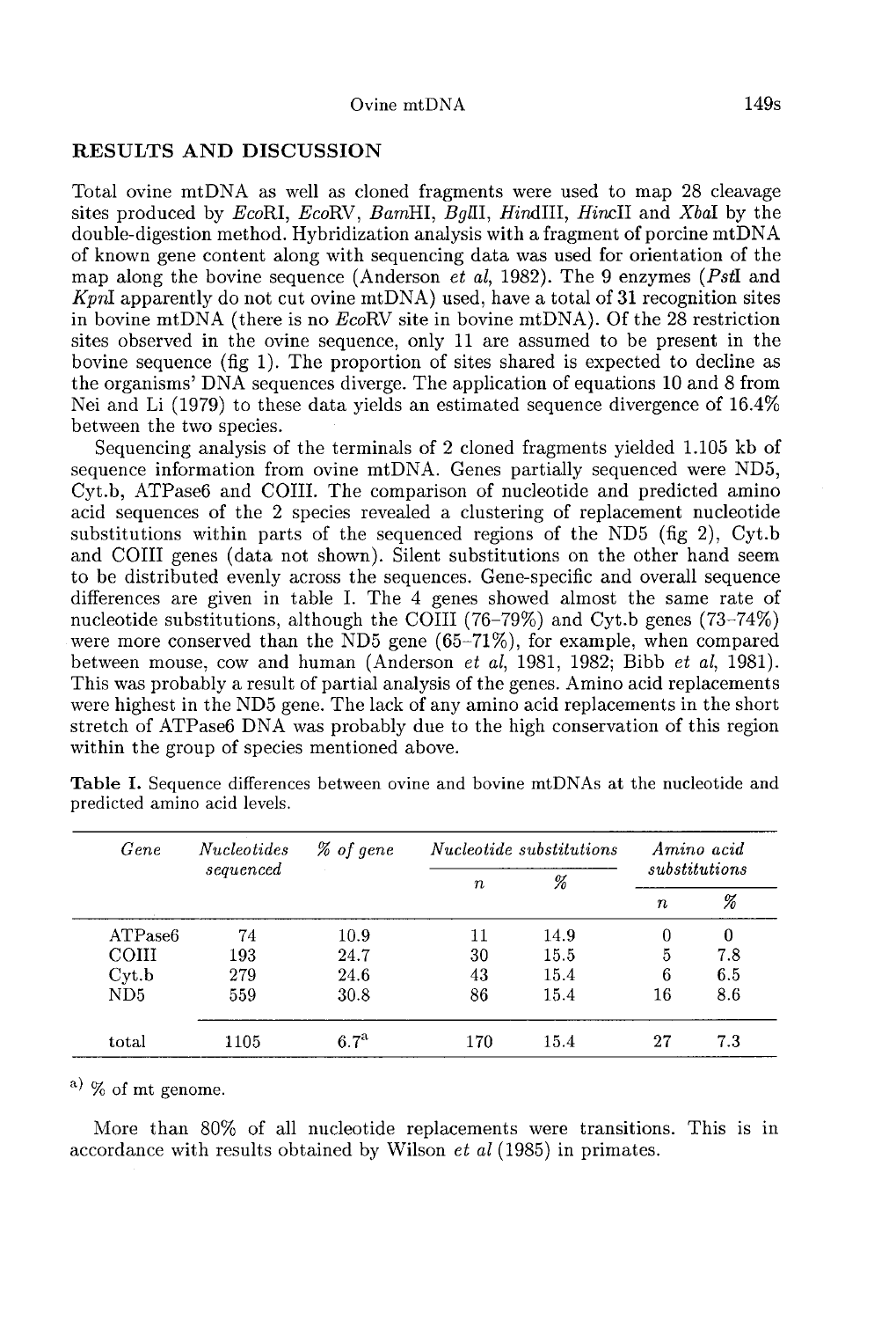## RESULTS AND DISCUSSION

Total ovine mtDNA as well as cloned fragments were used to map 28 cleavage sites produced by *Eco*RI, *Eco*RV, *Bam*HI, *Bgl*II, *Hin*dIII, *Hin*cII and *Xba*I by the double-digestion method. Hybridization analysis with a fragment of porcine mtDNA of known gene content along with sequencing data was used for orientation of the map along the bovine sequence (Anderson *et al*, 1982). The 9 enzymes (*Pst*I and *Kpn*I apparently do not cut ovine mtDNA) used, have a total of 31 recognition sites in bovine mtDNA (there is no *Eco*RV site in bovine mtDNA). Of the 28 restriction sites observed in the ovine sequence, only 11 are assumed to be present in the bovine sequence (fig 1). The proportion of sites shared is expected to decline as the organisms' DNA sequences diverge. The application of equations 10 and 8 from Nei and Li (1979) to these data yields an estimated sequence divergence of 16.4% between the two species.

Sequencing analysis of the terminals of 2 cloned fragments yielded 1.105 kb of sequence information from ovine mtDNA. Genes partially sequenced were ND5, Cyt.b, ATPase6 and COIII. The comparison of nucleotide and predicted amino acid sequences of the 2 species revealed a clustering of replacement nucleotide substitutions within parts of the sequenced regions of the ND5 (fig 2), Cyt.b and COIII genes (data not shown). Silent substitutions on the other hand seem to be distributed evenly across the sequences. Gene-specific and overall sequence differences are given in table I. The 4 genes showed almost the same rate of nucleotide substitutions, although the COIII (76–79%) and Cyt.b genes (73–74%) were more conserved than the ND5 gene (65–71%), for example, when compared between mouse, cow and human (Anderson *et al*, 1981, 1982; Bibb *et al*, 1981). This was probably a result of partial analysis of the genes. Amino acid replacements were highest in the ND5 gene. The lack of any amino acid replacements in the short stretch of ATPase6 DNA was probably due to the high conservation of this region within the group of species mentioned above.

**Table I.** Sequence differences between ovine and bovine mtDNAs at the nucleotide and predicted amino acid levels.

| *Gene* | *Nucleotides sequenced* | *% of gene* | *Nucleotide substitutions* | | *Amino acid substitutions* | |
|---|---|---|---|---|---|---|
| | | | *n* | *%* | *n* | *%* |
| ATPase6 | 74 | 10.9 | 11 | 14.9 | 0 | 0 |
| COIII | 193 | 24.7 | 30 | 15.5 | 5 | 7.8 |
| Cyt.b | 279 | 24.6 | 43 | 15.4 | 6 | 6.5 |
| ND5 | 559 | 30.8 | 86 | 15.4 | 16 | 8.6 |
| total | 1105 | 6.7[a] | 170 | 15.4 | 27 | 7.3 |

[a] % of mt genome.

More than 80% of all nucleotide replacements were transitions. This is in accordance with results obtained by Wilson *et al* (1985) in primates.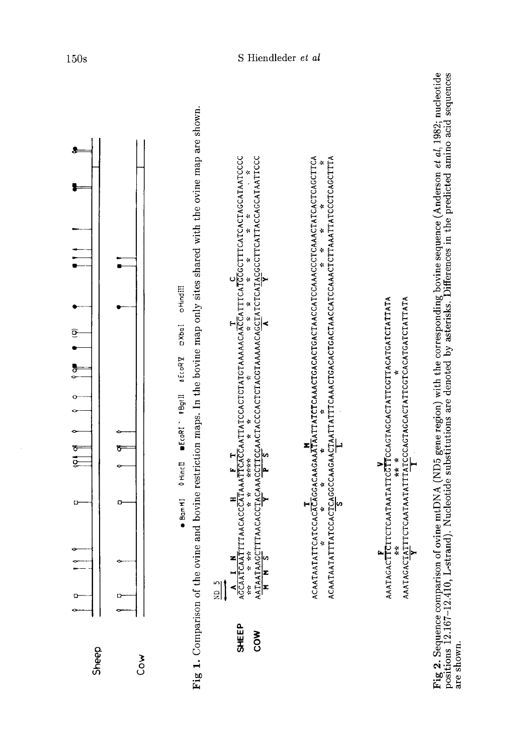Sheep

Cow

● BamHI ◊ HincII ■ EcoRI ' ♦ BglII ↕ EcoRV □ XbaI ○ HindIII

**Fig 1.** Comparison of the ovine and bovine restriction maps. In the bovine map only sites shared with the ovine map are shown.

ND 5

```
        A  I  N                H        F  T                          T           C
SHEEP   AGCAATCAATTTTAACACCCATAAATTTCACCAATTATCCACTCTATGTAAAACAACCATTTCATGCGCTTTCATCACTAGCATAATCCCC
COW     AATAATAAGCTTTAACACCTACAAACCTCCAACTACCCACTCTACGTAAAAACAGCTATCTCATACGCCTTCATTACCAGCATAATTCCC
        M  M  S                Y        P  S                          A           Y

                      T               M
SHEEP   ACAATAATATTCATCCACACAGGACAAGAAATAATTATCTCAAACTGACACTGACTAACCATCCAAACCCTCAAACTATCACTCAGCTTCA
COW     ACAATAATATTTATCCACTCAGGCCAAGAACTAATTATTTCAAACTGACACTGACTAACCATCCAAACTCTTAAATTATCCCTCAGCTTTA
                      S               L

               F                 V
SHEEP   AAATAGACTTTCTTCTCAATAATATTCGTTCCAGTAGCACTATTCGTTACATGATGATCTATTATA
COW     AAATAGACTATTTTCTCAATAATATTATCCCAGTAGCACTATTCGTCACATGATCTATTATA
               Y                 I
```

**Fig 2.** Sequence comparison of ovine mtDNA (ND5 gene region) with the corresponding bovine sequence (Anderson *et al*, 1982; nucleotide positions 12.167–12.410, L-strand). Nucleotide substitutions are denoted by asterisks. Differences in the predicted amino acid sequences are shown.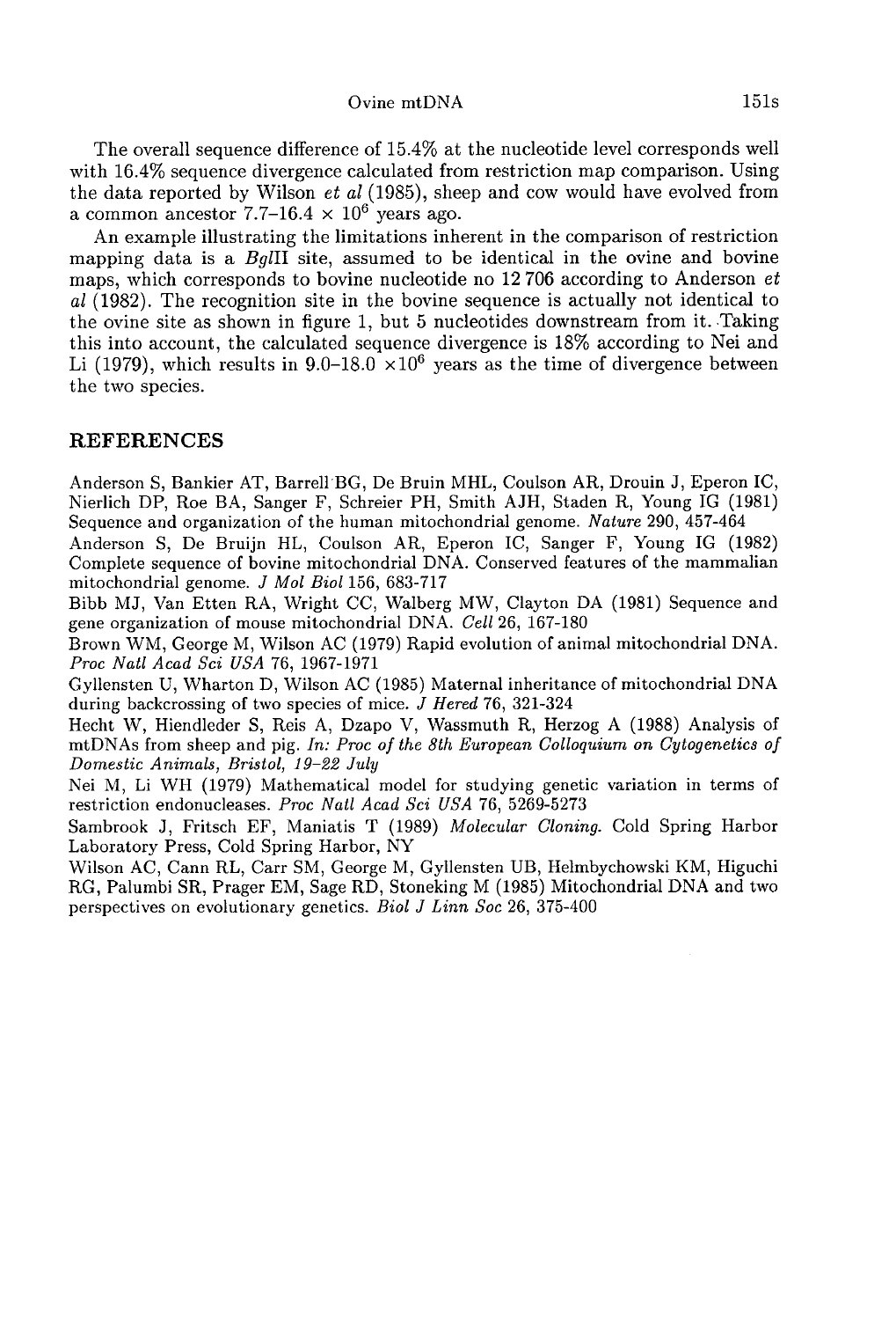The overall sequence difference of 15.4% at the nucleotide level corresponds well with 16.4% sequence divergence calculated from restriction map comparison. Using the data reported by Wilson *et al* (1985), sheep and cow would have evolved from a common ancestor 7.7–16.4 $\times$ $10^6$ years ago.

An example illustrating the limitations inherent in the comparison of restriction mapping data is a *Bgl*II site, assumed to be identical in the ovine and bovine maps, which corresponds to bovine nucleotide no 12 706 according to Anderson *et al* (1982). The recognition site in the bovine sequence is actually not identical to the ovine site as shown in figure 1, but 5 nucleotides downstream from it. Taking this into account, the calculated sequence divergence is 18% according to Nei and Li (1979), which results in 9.0–18.0 $\times 10^6$ years as the time of divergence between the two species.

## REFERENCES

Anderson S, Bankier AT, Barrell BG, De Bruin MHL, Coulson AR, Drouin J, Eperon IC, Nierlich DP, Roe BA, Sanger F, Schreier PH, Smith AJH, Staden R, Young IG (1981) Sequence and organization of the human mitochondrial genome. *Nature* 290, 457-464

Anderson S, De Bruijn HL, Coulson AR, Eperon IC, Sanger F, Young IG (1982) Complete sequence of bovine mitochondrial DNA. Conserved features of the mammalian mitochondrial genome. *J Mol Biol* 156, 683-717

Bibb MJ, Van Etten RA, Wright CC, Walberg MW, Clayton DA (1981) Sequence and gene organization of mouse mitochondrial DNA. *Cell* 26, 167-180

Brown WM, George M, Wilson AC (1979) Rapid evolution of animal mitochondrial DNA. *Proc Natl Acad Sci USA* 76, 1967-1971

Gyllensten U, Wharton D, Wilson AC (1985) Maternal inheritance of mitochondrial DNA during backcrossing of two species of mice. *J Hered* 76, 321-324

Hecht W, Hiendleder S, Reis A, Dzapo V, Wassmuth R, Herzog A (1988) Analysis of mtDNAs from sheep and pig. *In: Proc of the 8th European Colloquium on Cytogenetics of Domestic Animals, Bristol, 19-22 July*

Nei M, Li WH (1979) Mathematical model for studying genetic variation in terms of restriction endonucleases. *Proc Natl Acad Sci USA* 76, 5269-5273

Sambrook J, Fritsch EF, Maniatis T (1989) *Molecular Cloning.* Cold Spring Harbor Laboratory Press, Cold Spring Harbor, NY

Wilson AC, Cann RL, Carr SM, George M, Gyllensten UB, Helmbychowski KM, Higuchi RG, Palumbi SR, Prager EM, Sage RD, Stoneking M (1985) Mitochondrial DNA and two perspectives on evolutionary genetics. *Biol J Linn Soc* 26, 375-400